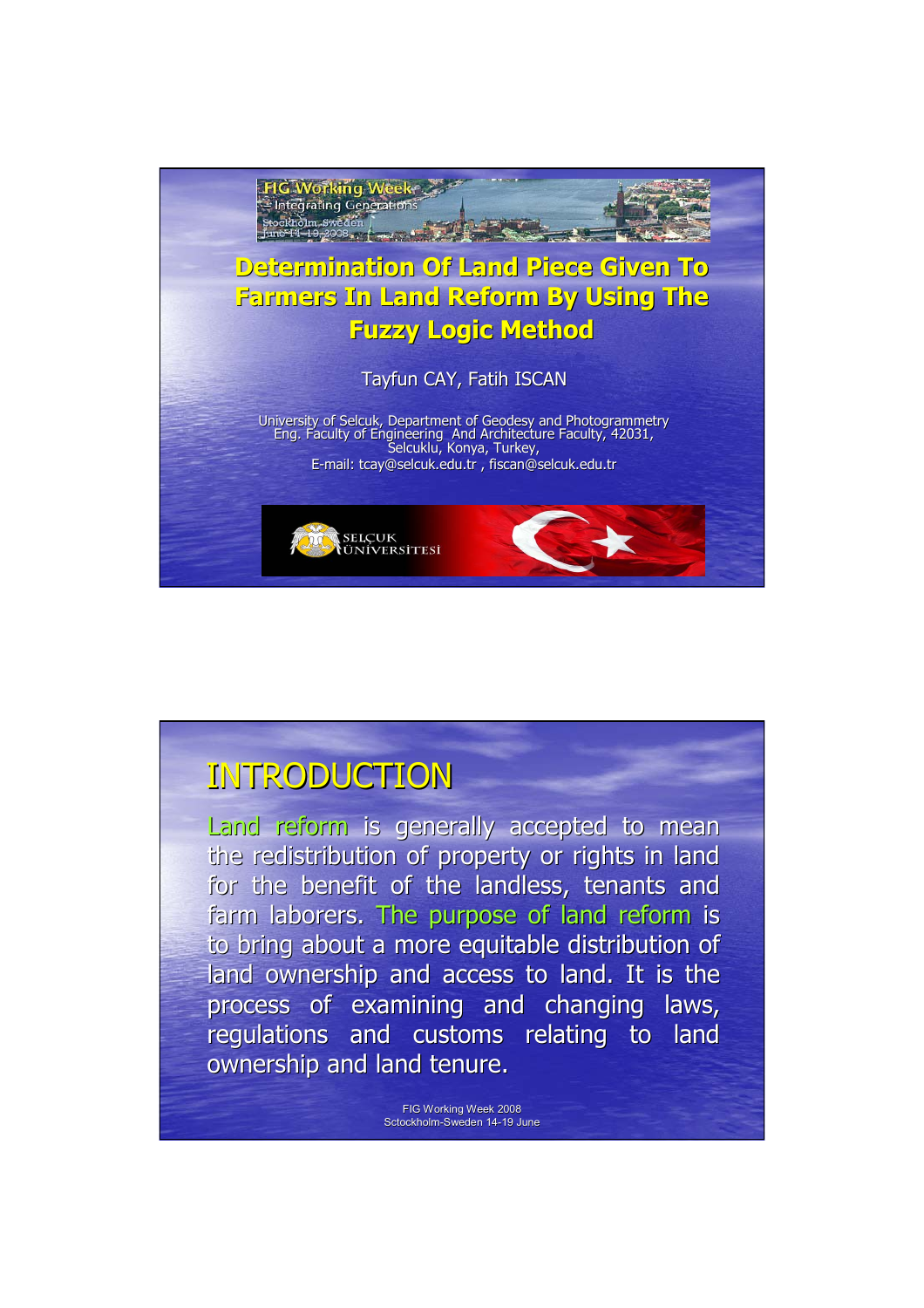FIG Working Week
Integrating Generations
Stockholm, Sweden
June 14-19 2008

# Determination Of Land Piece Given To Farmers In Land Reform By Using The Fuzzy Logic Method

Tayfun CAY, Fatih ISCAN

University of Selcuk, Department of Geodesy and Photogrammetry Eng. Faculty of Engineering And Architecture Faculty, 42031, Selcuklu, Konya, Turkey,
E-mail: tcay@selcuk.edu.tr , fiscan@selcuk.edu.tr

SELÇUK ÜNİVERSİTESİ

## INTRODUCTION

Land reform is generally accepted to mean the redistribution of property or rights in land for the benefit of the landless, tenants and farm laborers. The purpose of land reform is to bring about a more equitable distribution of land ownership and access to land. It is the process of examining and changing laws, regulations and customs relating to land ownership and land tenure.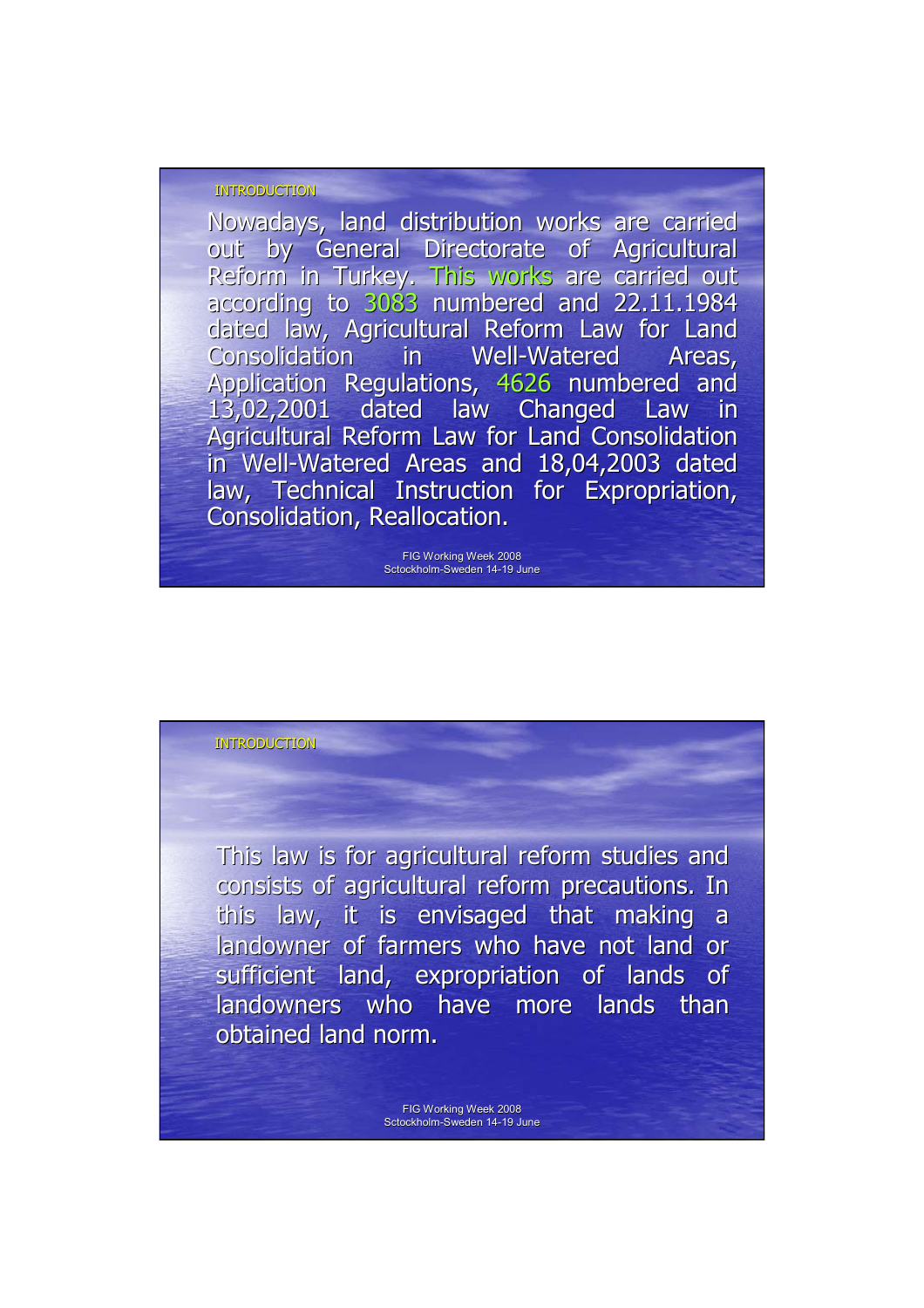## INTRODUCTION

Nowadays, land distribution works are carried out by General Directorate of Agricultural Reform in Turkey. This works are carried out according to 3083 numbered and 22.11.1984 dated law, Agricultural Reform Law for Land Consolidation in Well-Watered Areas, Application Regulations, 4626 numbered and 13,02,2001 dated law Changed Law in Agricultural Reform Law for Land Consolidation in Well-Watered Areas and 18,04,2003 dated law, Technical Instruction for Expropriation, Consolidation, Reallocation.

## INTRODUCTION

This law is for agricultural reform studies and consists of agricultural reform precautions. In this law, it is envisaged that making a landowner of farmers who have not land or sufficient land, expropriation of lands of landowners who have more lands than obtained land norm.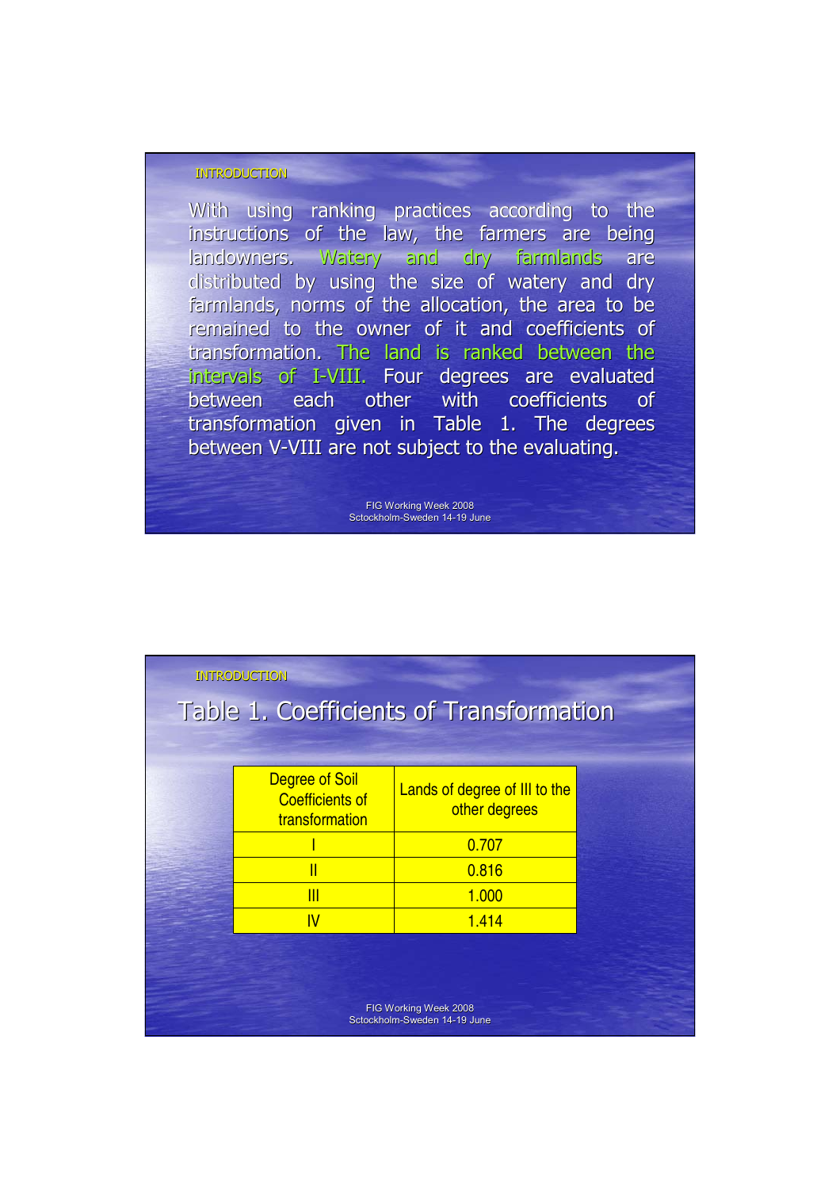## INTRODUCTION

With using ranking practices according to the instructions of the law, the farmers are being landowners. Watery and dry farmlands are distributed by using the size of watery and dry farmlands, norms of the allocation, the area to be remained to the owner of it and coefficients of transformation. The land is ranked between the intervals of I-VIII. Four degrees are evaluated between each other with coefficients of transformation given in Table 1. The degrees between V-VIII are not subject to the evaluating.

## INTRODUCTION

### Table 1. Coefficients of Transformation

| Degree of Soil Coefficients of transformation | Lands of degree of III to the other degrees |
|---|---|
| I | 0.707 |
| II | 0.816 |
| III | 1.000 |
| IV | 1.414 |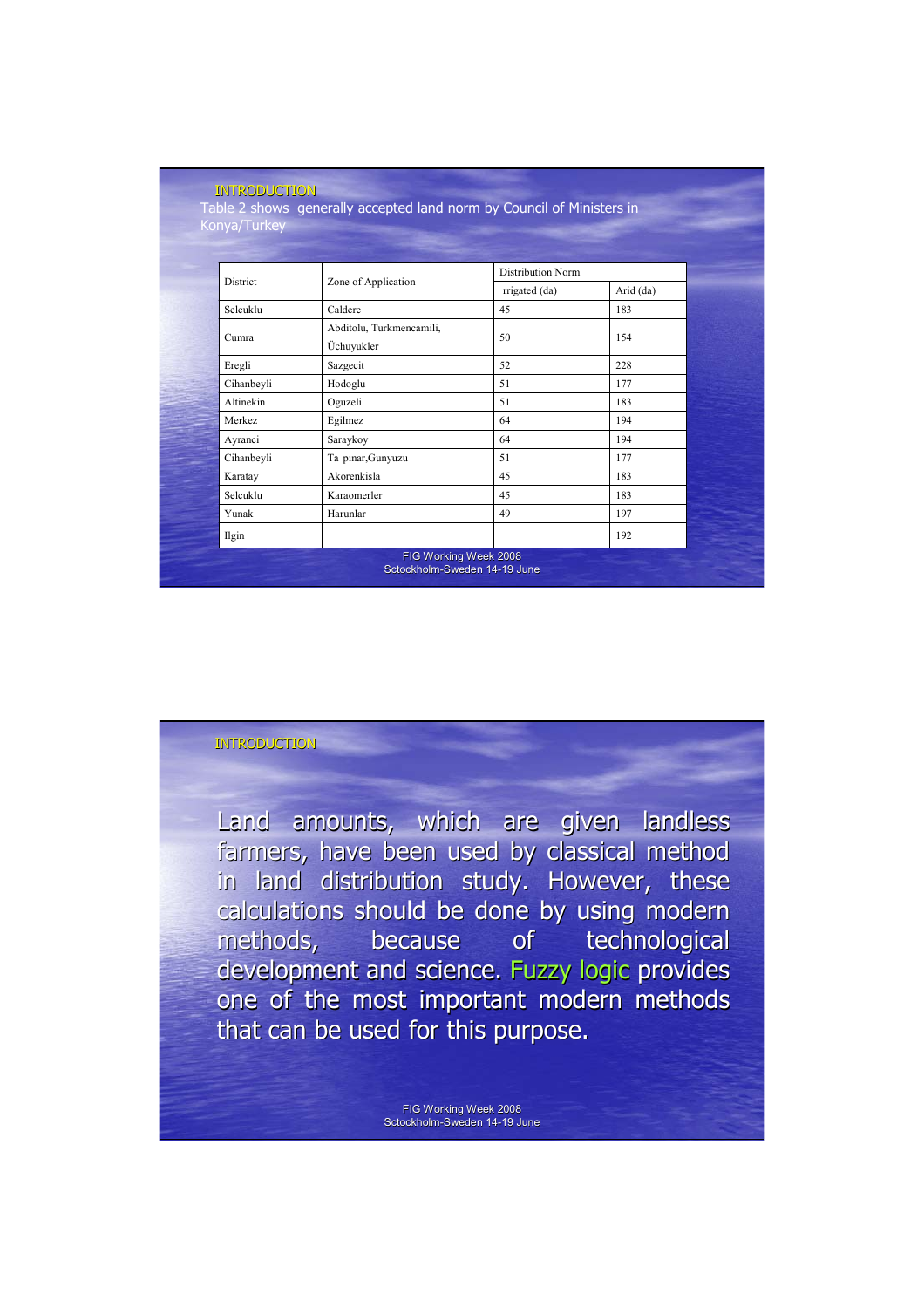## INTRODUCTION

Table 2 shows generally accepted land norm by Council of Ministers in Konya/Turkey

| District | Zone of Application | Distribution Norm | |
|---|---|---|---|
| | | rrigated (da) | Arid (da) |
| Selcuklu | Caldere | 45 | 183 |
| Cumra | Abditolu, Turkmencamili, Üchuyukler | 50 | 154 |
| Eregli | Sazgecit | 52 | 228 |
| Cihanbeyli | Hodoglu | 51 | 177 |
| Altinekin | Oguzeli | 51 | 183 |
| Merkez | Egilmez | 64 | 194 |
| Ayranci | Saraykoy | 64 | 194 |
| Cihanbeyli | Ta pınar,Gunyuzu | 51 | 177 |
| Karatay | Akorenkisla | 45 | 183 |
| Selcuklu | Karaomerler | 45 | 183 |
| Yunak | Harunlar | 49 | 197 |
| Ilgin | | | 192 |

## INTRODUCTION

Land amounts, which are given landless farmers, have been used by classical method in land distribution study. However, these calculations should be done by using modern methods, because of technological development and science. Fuzzy logic provides one of the most important modern methods that can be used for this purpose.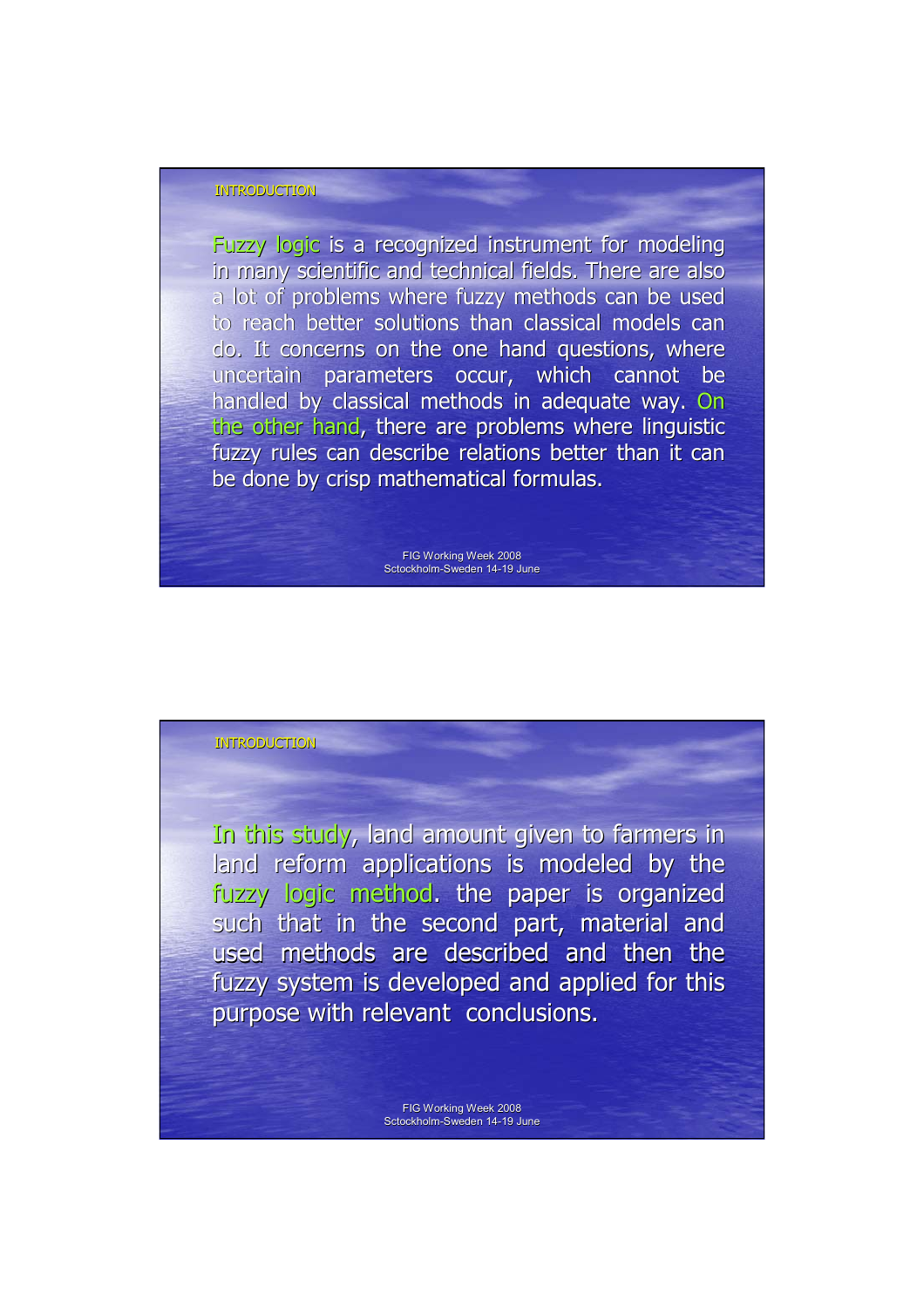## INTRODUCTION

Fuzzy logic is a recognized instrument for modeling in many scientific and technical fields. There are also a lot of problems where fuzzy methods can be used to reach better solutions than classical models can do. It concerns on the one hand questions, where uncertain parameters occur, which cannot be handled by classical methods in adequate way. On the other hand, there are problems where linguistic fuzzy rules can describe relations better than it can be done by crisp mathematical formulas.

## INTRODUCTION

In this study, land amount given to farmers in land reform applications is modeled by the fuzzy logic method. the paper is organized such that in the second part, material and used methods are described and then the fuzzy system is developed and applied for this purpose with relevant conclusions.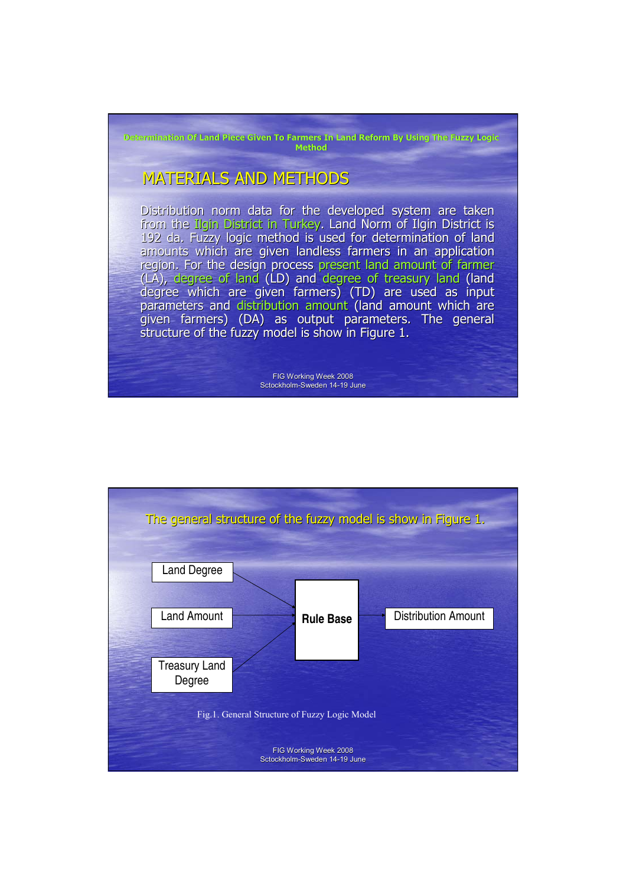## MATERIALS AND METHODS

Distribution norm data for the developed system are taken from the Ilgin District in Turkey. Land Norm of Ilgin District is 192 da. Fuzzy logic method is used for determination of land amounts which are given landless farmers in an application region. For the design process present land amount of farmer (LA), degree of land (LD) and degree of treasury land (land degree which are given farmers) (TD) are used as input parameters and distribution amount (land amount which are given farmers) (DA) as output parameters. The general structure of the fuzzy model is show in Figure 1.

The general structure of the fuzzy model is show in Figure 1.

Land Degree → Rule Base
Land Amount → Rule Base
Treasury Land Degree → Rule Base
Rule Base → Distribution Amount

Fig.1. General Structure of Fuzzy Logic Model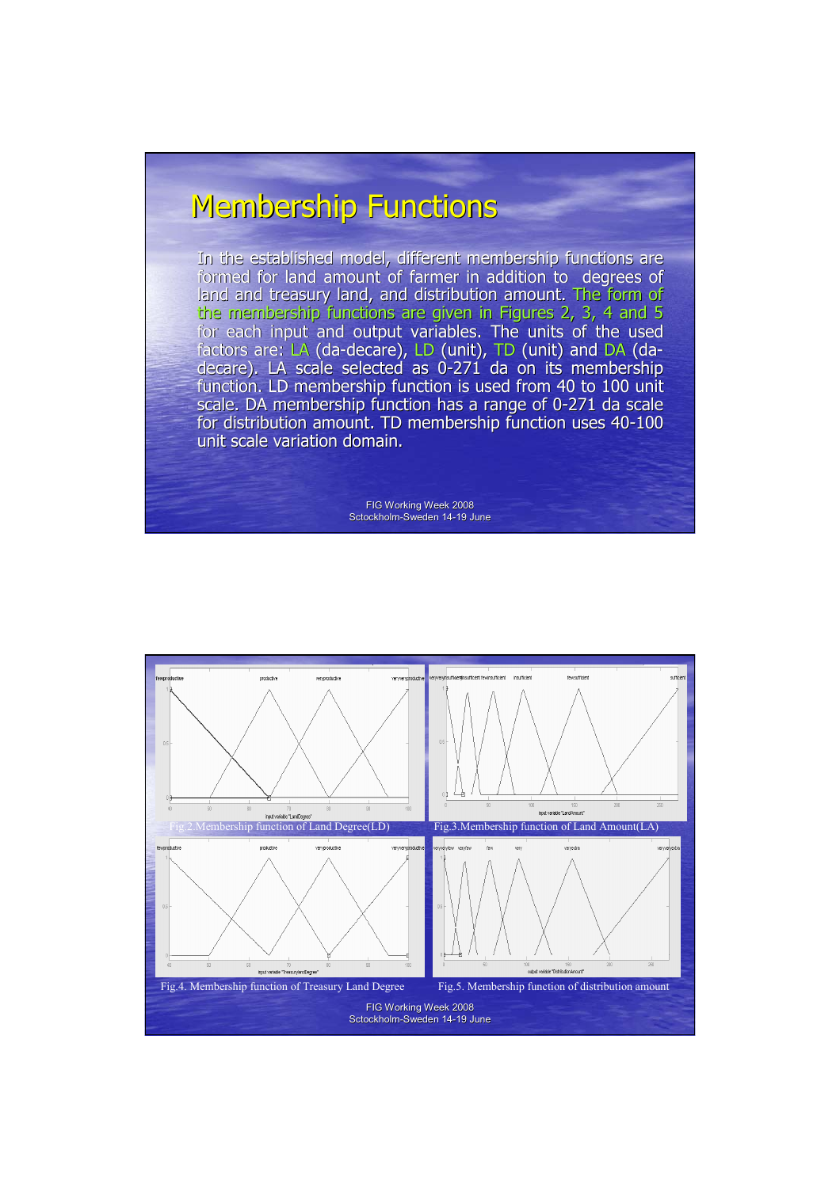# Membership Functions

In the established model, different membership functions are formed for land amount of farmer in addition to degrees of land and treasury land, and distribution amount. The form of the membership functions are given in Figures 2, 3, 4 and 5 for each input and output variables. The units of the used factors are: LA (da-decare), LD (unit), TD (unit) and DA (da-decare). LA scale selected as 0-271 da on its membership function. LD membership function is used from 40 to 100 unit scale. DA membership function has a range of 0-271 da scale for distribution amount. TD membership function uses 40-100 unit scale variation domain.

Fig.2.Membership function of Land Degree(LD)

Fig.3.Membership function of Land Amount(LA)

Fig.4. Membership function of Treasury Land Degree

Fig.5. Membership function of distribution amount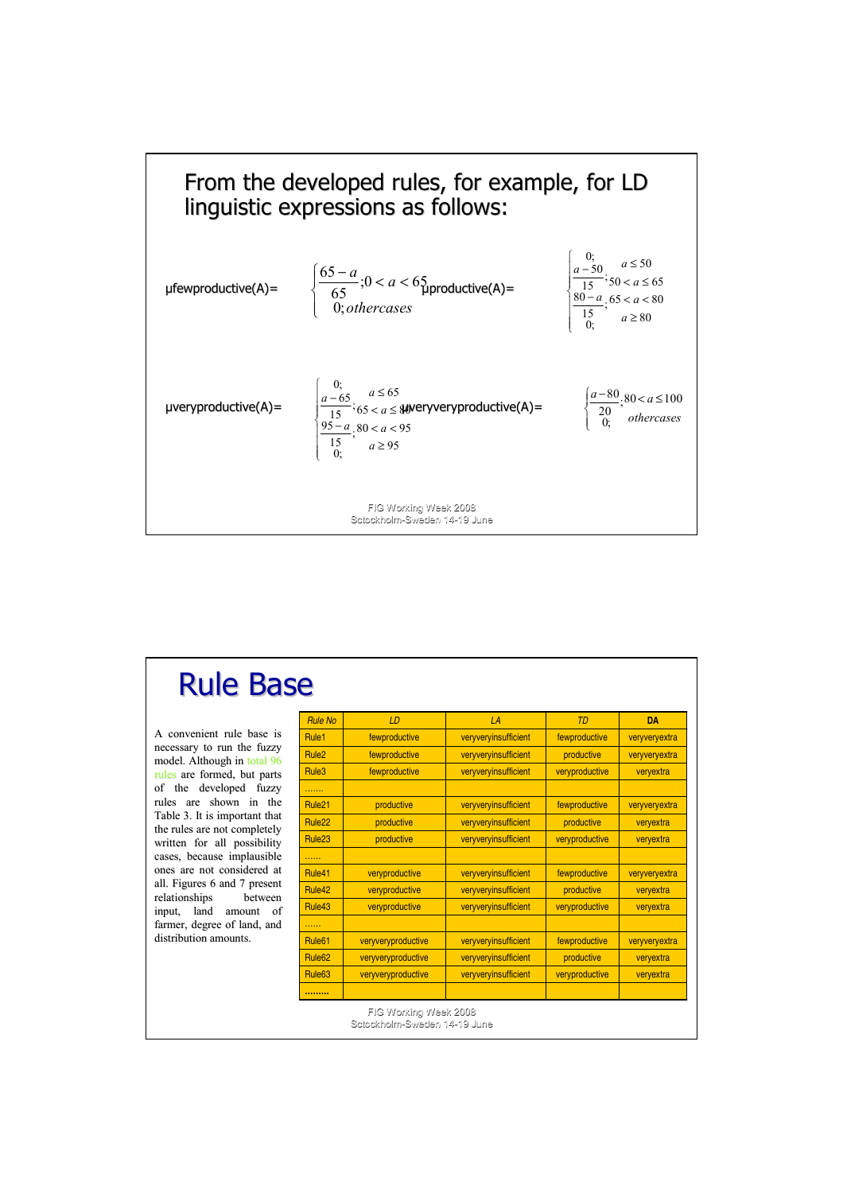## From the developed rules, for example, for LD linguistic expressions as follows:

$$\mu fewproductive(A)=\begin{cases}\dfrac{65-a}{65}; 0<a<65\\ 0; othercases\end{cases}$$

$$\mu productive(A)=\begin{cases}0; & a\le 50\\ \dfrac{a-50}{15}; & 50<a\le 65\\ \dfrac{80-a}{15}; & 65<a<80\\ 0; & a\ge 80\end{cases}$$

$$\mu veryproductive(A)=\begin{cases}0; & a\le 65\\ \dfrac{a-65}{15}; & 65<a\le 80\\ \dfrac{95-a}{15}; & 80<a<95\\ 0; & a\ge 95\end{cases}$$

$$\mu veryveryproductive(A)=\begin{cases}\dfrac{a-80}{20}; & 80<a\le 100\\ 0; & othercases\end{cases}$$

# Rule Base

A convenient rule base is necessary to run the fuzzy model. Although in total 96 rules are formed, but parts of the developed fuzzy rules are shown in the Table 3. It is important that the rules are not completely written for all possibility cases, because implausible ones are not considered at all. Figures 6 and 7 present relationships between input, land amount of farmer, degree of land, and distribution amounts.

| *Rule No* | *LD* | *LA* | *TD* | **DA** |
|---|---|---|---|---|
| Rule1 | fewproductive | veryveryinsufficient | fewproductive | veryveryextra |
| Rule2 | fewproductive | veryveryinsufficient | productive | veryveryextra |
| Rule3 | fewproductive | veryveryinsufficient | veryproductive | veryextra |
| ....... | | | | |
| Rule21 | productive | veryveryinsufficient | fewproductive | veryveryextra |
| Rule22 | productive | veryveryinsufficient | productive | veryextra |
| Rule23 | productive | veryveryinsufficient | veryproductive | veryextra |
| ...... | | | | |
| Rule41 | veryproductive | veryveryinsufficient | fewproductive | veryveryextra |
| Rule42 | veryproductive | veryveryinsufficient | productive | veryextra |
| Rule43 | veryproductive | veryveryinsufficient | veryproductive | veryextra |
| ...... | | | | |
| Rule61 | veryveryproductive | veryveryinsufficient | fewproductive | veryveryextra |
| Rule62 | veryveryproductive | veryveryinsufficient | productive | veryextra |
| Rule63 | veryveryproductive | veryveryinsufficient | veryproductive | veryextra |
| ......... | | | | |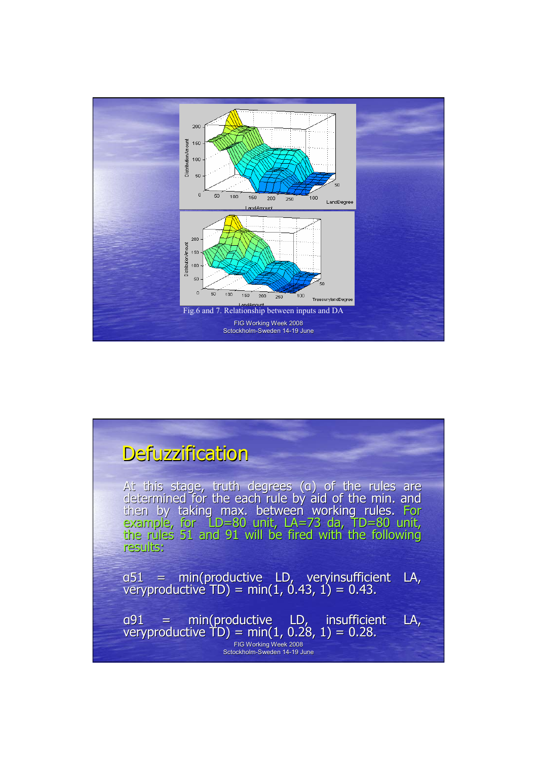Fig.6 and 7. Relationship between inputs and DA

## Defuzzification

At this stage, truth degrees (α) of the rules are determined for the each rule by aid of the min. and then by taking max. between working rules. For example, for LD=80 unit, LA=73 da, TD=80 unit, the rules 51 and 91 will be fired with the following results:

α51 = min(productive LD, veryinsufficient LA, veryproductive TD) = min(1, 0.43, 1) = 0.43.

α91 = min(productive LD, insufficient LA, veryproductive TD) = min(1, 0.28, 1) = 0.28.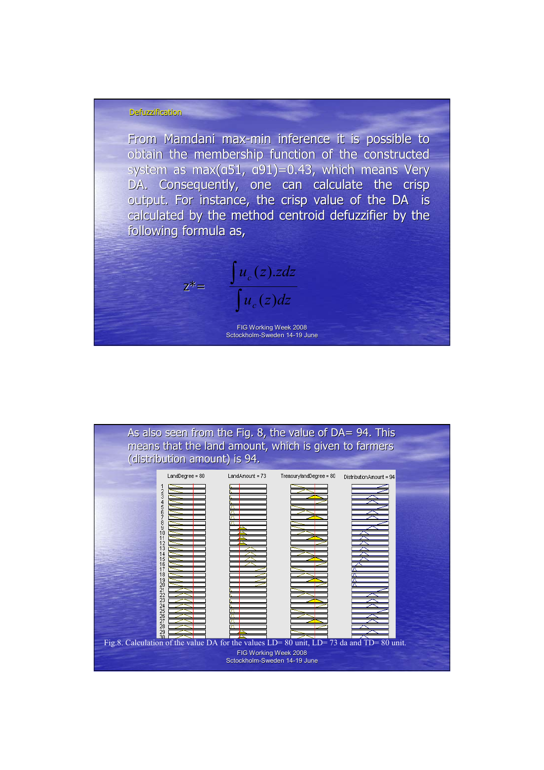## Defuzzification

From Mamdani max-min inference it is possible to obtain the membership function of the constructed system as max(α51, α91)=0.43, which means Very DA. Consequently, one can calculate the crisp output. For instance, the crisp value of the DA is calculated by the method centroid defuzzifier by the following formula as,

$$z^* = \frac{\int u_c(z).zdz}{\int u_c(z)dz}$$

As also seen from the Fig. 8, the value of DA= 94. This means that the land amount, which is given to farmers (distribution amount) is 94.

Fig.8. Calculation of the value DA for the values LD= 80 unit, LD= 73 da and TD= 80 unit.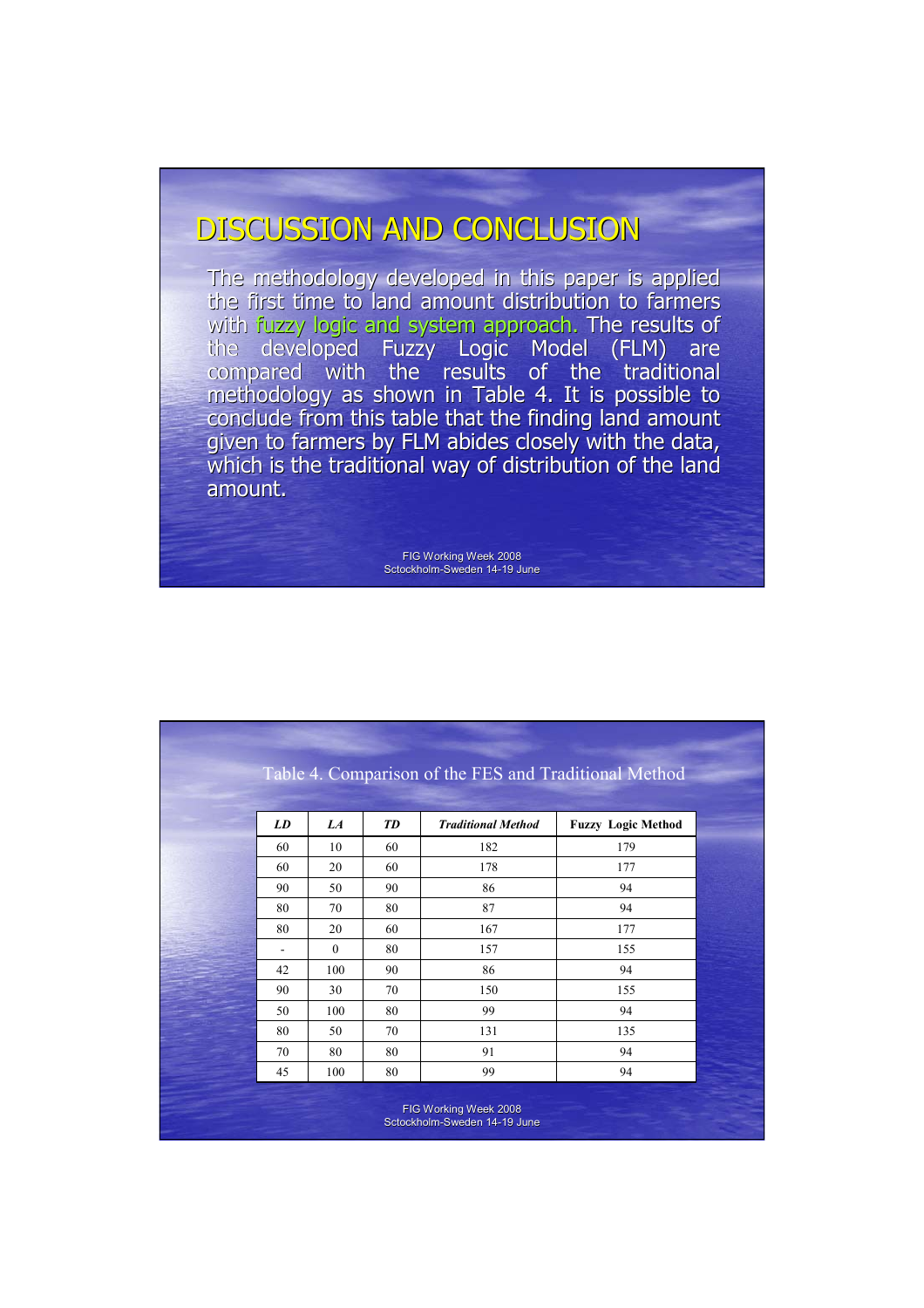# DISCUSSION AND CONCLUSION

The methodology developed in this paper is applied the first time to land amount distribution to farmers with fuzzy logic and system approach. The results of the developed Fuzzy Logic Model (FLM) are compared with the results of the traditional methodology as shown in Table 4. It is possible to conclude from this table that the finding land amount given to farmers by FLM abides closely with the data, which is the traditional way of distribution of the land amount.

Table 4. Comparison of the FES and Traditional Method

| *LD* | *LA* | *TD* | *Traditional Method* | **Fuzzy Logic Method** |
|---|---|---|---|---|
| 60 | 10 | 60 | 182 | 179 |
| 60 | 20 | 60 | 178 | 177 |
| 90 | 50 | 90 | 86 | 94 |
| 80 | 70 | 80 | 87 | 94 |
| 80 | 20 | 60 | 167 | 177 |
| - | 0 | 80 | 157 | 155 |
| 42 | 100 | 90 | 86 | 94 |
| 90 | 30 | 70 | 150 | 155 |
| 50 | 100 | 80 | 99 | 94 |
| 80 | 50 | 70 | 131 | 135 |
| 70 | 80 | 80 | 91 | 94 |
| 45 | 100 | 80 | 99 | 94 |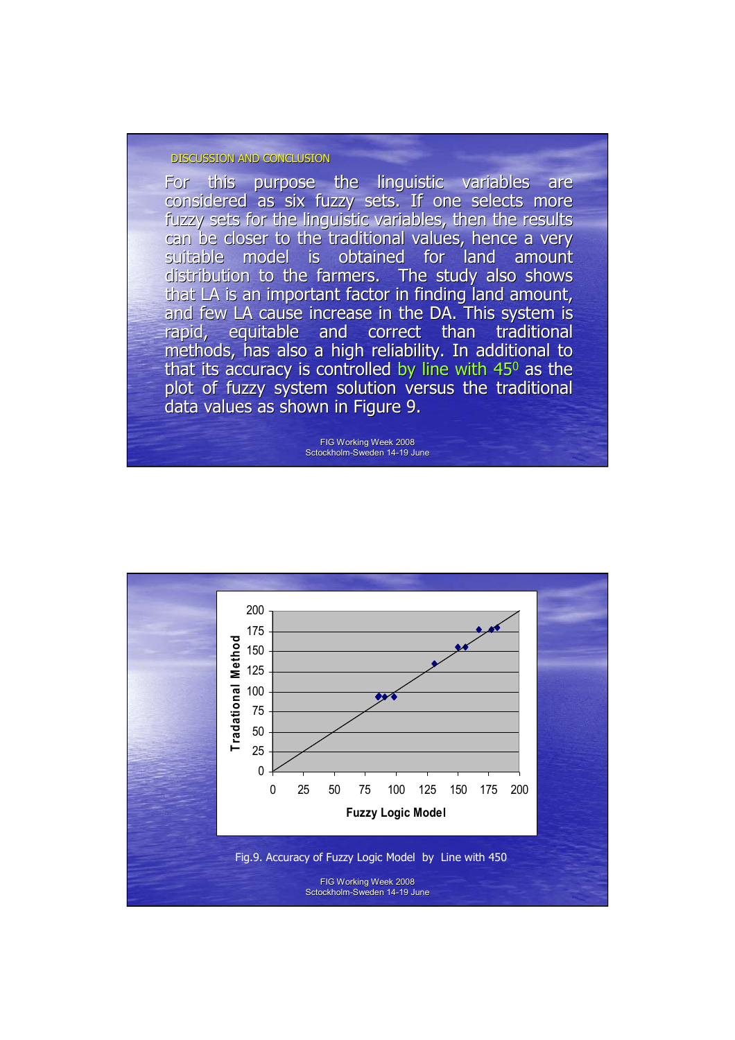## DISCUSSION AND CONCLUSION

For this purpose the linguistic variables are considered as six fuzzy sets. If one selects more fuzzy sets for the linguistic variables, then the results can be closer to the traditional values, hence a very suitable model is obtained for land amount distribution to the farmers. The study also shows that LA is an important factor in finding land amount, and few LA cause increase in the DA. This system is rapid, equitable and correct than traditional methods, has also a high reliability. In additional to that its accuracy is controlled by line with $45^0$ as the plot of fuzzy system solution versus the traditional data values as shown in Figure 9.

Fig.9. Accuracy of Fuzzy Logic Model by Line with 450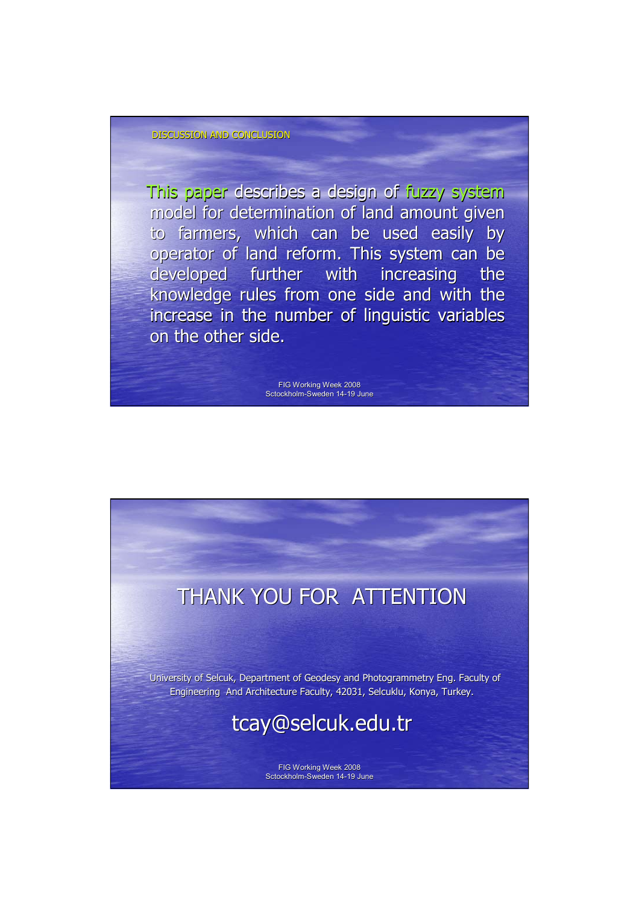## DISCUSSION AND CONCLUSION

This paper describes a design of fuzzy system model for determination of land amount given to farmers, which can be used easily by operator of land reform. This system can be developed further with increasing the knowledge rules from one side and with the increase in the number of linguistic variables on the other side.

FIG Working Week 2008
Sctockholm-Sweden 14-19 June

# THANK YOU FOR ATTENTION

University of Selcuk, Department of Geodesy and Photogrammetry Eng. Faculty of Engineering And Architecture Faculty, 42031, Selcuklu, Konya, Turkey.

tcay@selcuk.edu.tr

FIG Working Week 2008
Sctockholm-Sweden 14-19 June